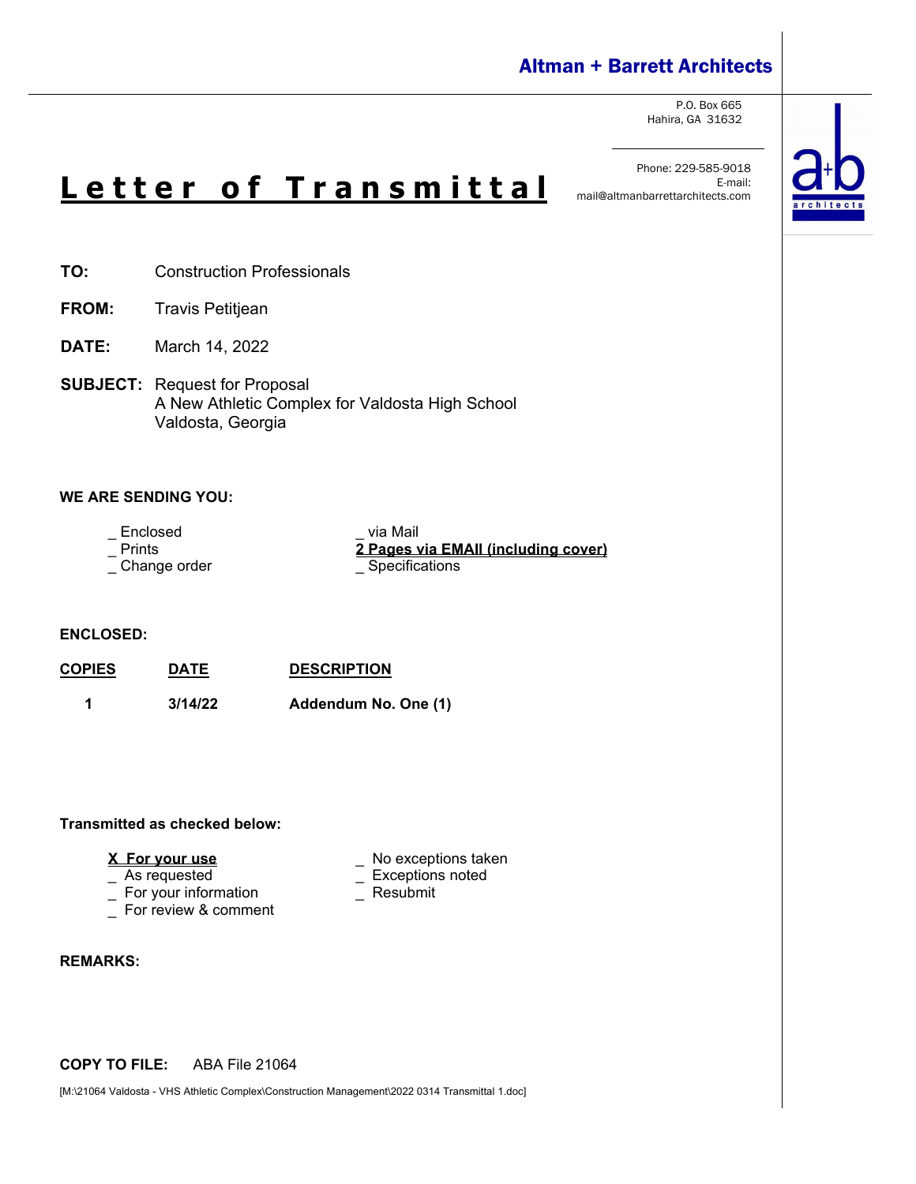**Altman + Barrett Architects**

P.O. Box 665
Hahira, GA 31632

Phone: 229-585-9018
E-mail:
mail@altmanbarrettarchitects.com

# Letter of Transmittal

**TO:** Construction Professionals

**FROM:** Travis Petitjean

**DATE:** March 14, 2022

**SUBJECT:** Request for Proposal
A New Athletic Complex for Valdosta High School
Valdosta, Georgia

**WE ARE SENDING YOU:**

_ Enclosed
_ Prints
_ Change order

_ via Mail
**2 Pages via EMAIl (including cover)**
_ Specifications

**ENCLOSED:**

| COPIES | DATE | DESCRIPTION |
|---|---|---|
| **1** | **3/14/22** | **Addendum No. One (1)** |

**Transmitted as checked below:**

**X For your use**
_ As requested
_ For your information
_ For review & comment

_ No exceptions taken
_ Exceptions noted
_ Resubmit

**REMARKS:**

**COPY TO FILE:** ABA File 21064

[M:\21064 Valdosta - VHS Athletic Complex\Construction Management\2022 0314 Transmittal 1.doc]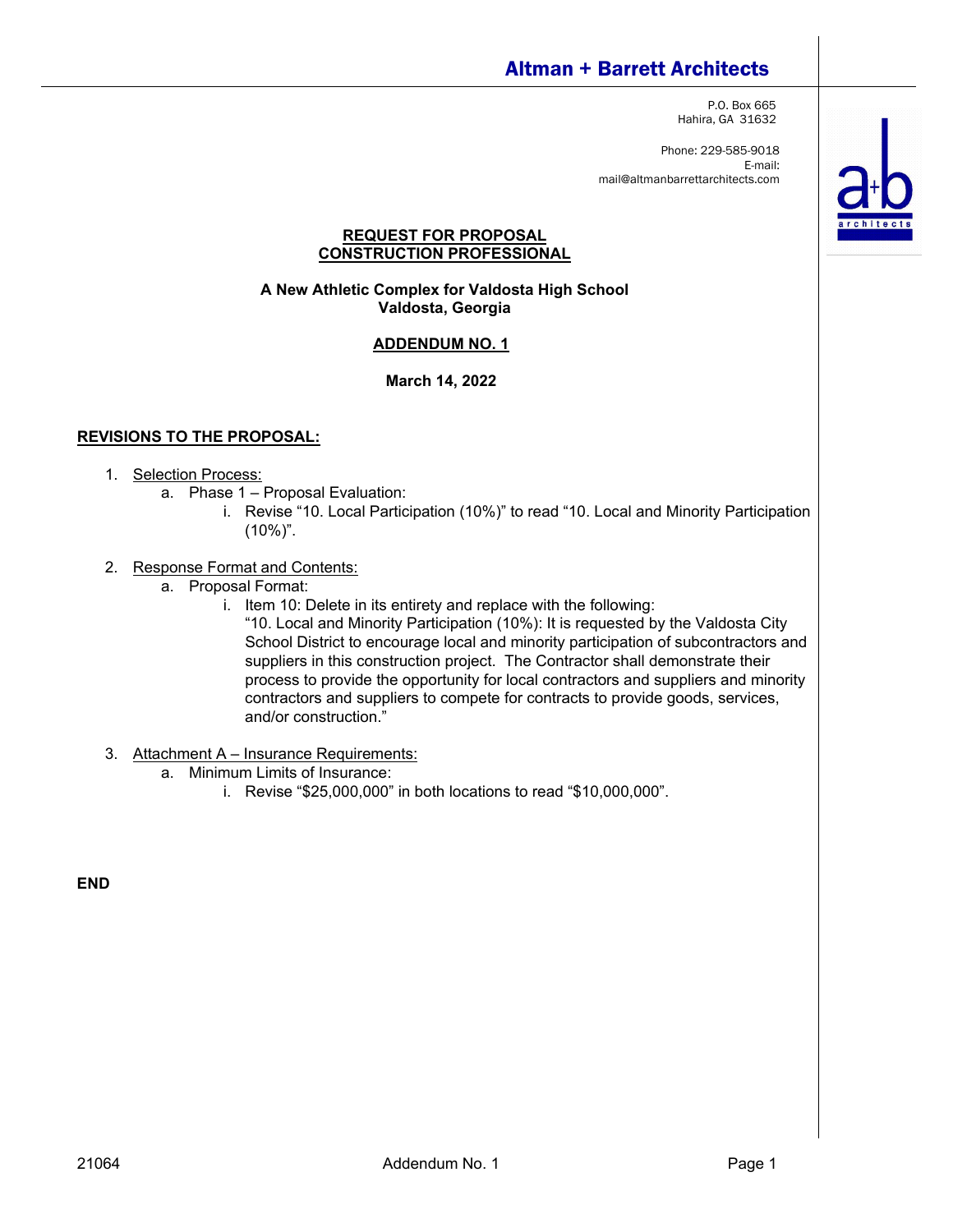# Altman + Barrett Architects

P.O. Box 665
Hahira, GA 31632

Phone: 229-585-9018
E-mail:
mail@altmanbarrettarchitects.com

**REQUEST FOR PROPOSAL**
**CONSTRUCTION PROFESSIONAL**

**A New Athletic Complex for Valdosta High School**
**Valdosta, Georgia**

**ADDENDUM NO. 1**

**March 14, 2022**

## REVISIONS TO THE PROPOSAL:

1. Selection Process:
    a. Phase 1 – Proposal Evaluation:
        i. Revise "10. Local Participation (10%)" to read "10. Local and Minority Participation (10%)".

2. Response Format and Contents:
    a. Proposal Format:
        i. Item 10: Delete in its entirety and replace with the following:
        "10. Local and Minority Participation (10%): It is requested by the Valdosta City School District to encourage local and minority participation of subcontractors and suppliers in this construction project. The Contractor shall demonstrate their process to provide the opportunity for local contractors and suppliers and minority contractors and suppliers to compete for contracts to provide goods, services, and/or construction."

3. Attachment A – Insurance Requirements:
    a. Minimum Limits of Insurance:
        i. Revise "$25,000,000" in both locations to read "$10,000,000".

**END**